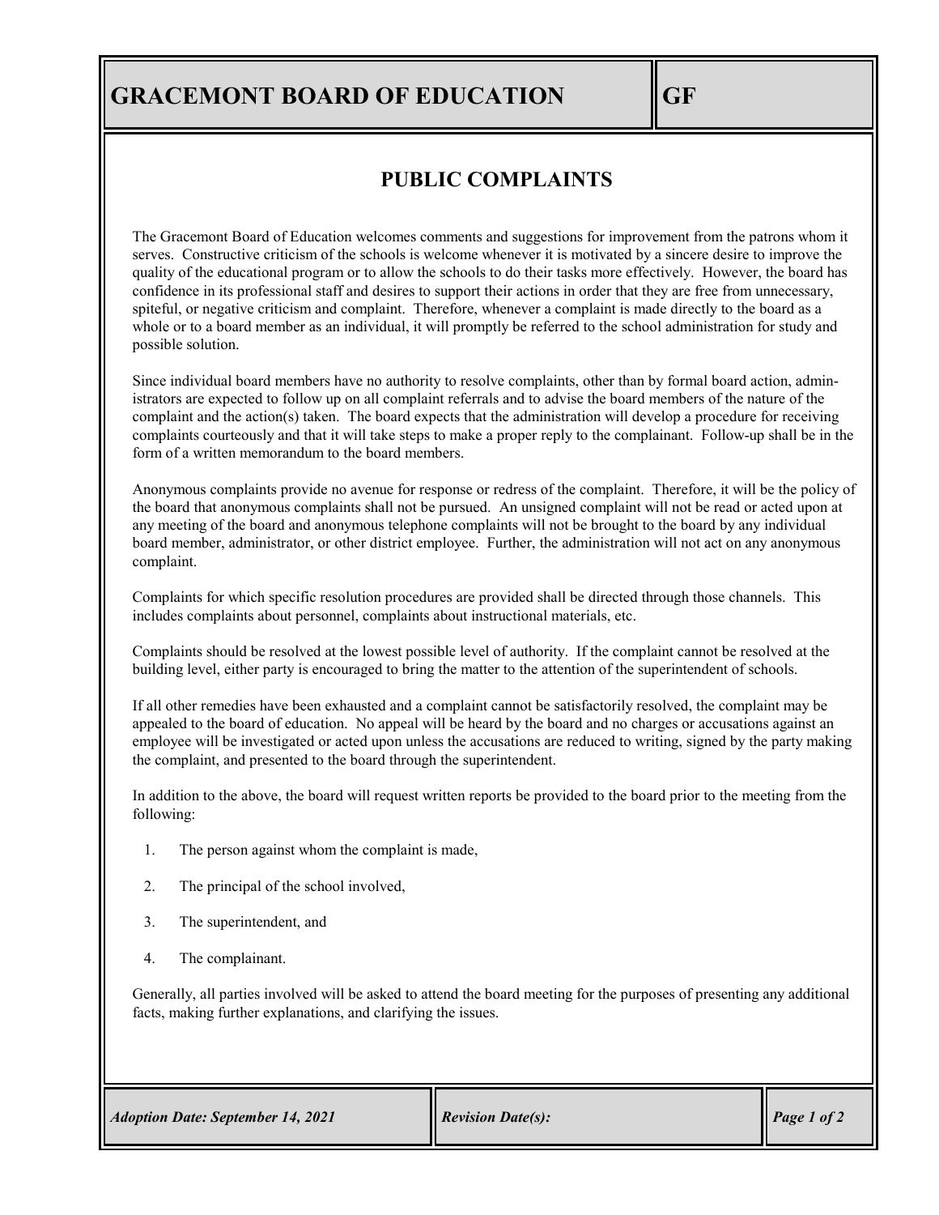# GRACEMONT BOARD OF EDUCATION — GF

## PUBLIC COMPLAINTS

The Gracemont Board of Education welcomes comments and suggestions for improvement from the patrons whom it serves. Constructive criticism of the schools is welcome whenever it is motivated by a sincere desire to improve the quality of the educational program or to allow the schools to do their tasks more effectively. However, the board has confidence in its professional staff and desires to support their actions in order that they are free from unnecessary, spiteful, or negative criticism and complaint. Therefore, whenever a complaint is made directly to the board as a whole or to a board member as an individual, it will promptly be referred to the school administration for study and possible solution.

Since individual board members have no authority to resolve complaints, other than by formal board action, administrators are expected to follow up on all complaint referrals and to advise the board members of the nature of the complaint and the action(s) taken. The board expects that the administration will develop a procedure for receiving complaints courteously and that it will take steps to make a proper reply to the complainant. Follow-up shall be in the form of a written memorandum to the board members.

Anonymous complaints provide no avenue for response or redress of the complaint. Therefore, it will be the policy of the board that anonymous complaints shall not be pursued. An unsigned complaint will not be read or acted upon at any meeting of the board and anonymous telephone complaints will not be brought to the board by any individual board member, administrator, or other district employee. Further, the administration will not act on any anonymous complaint.

Complaints for which specific resolution procedures are provided shall be directed through those channels. This includes complaints about personnel, complaints about instructional materials, etc.

Complaints should be resolved at the lowest possible level of authority. If the complaint cannot be resolved at the building level, either party is encouraged to bring the matter to the attention of the superintendent of schools.

If all other remedies have been exhausted and a complaint cannot be satisfactorily resolved, the complaint may be appealed to the board of education. No appeal will be heard by the board and no charges or accusations against an employee will be investigated or acted upon unless the accusations are reduced to writing, signed by the party making the complaint, and presented to the board through the superintendent.

In addition to the above, the board will request written reports be provided to the board prior to the meeting from the following:

1. The person against whom the complaint is made,
2. The principal of the school involved,
3. The superintendent, and
4. The complainant.

Generally, all parties involved will be asked to attend the board meeting for the purposes of presenting any additional facts, making further explanations, and clarifying the issues.

*Adoption Date: September 14, 2021* | *Revision Date(s):*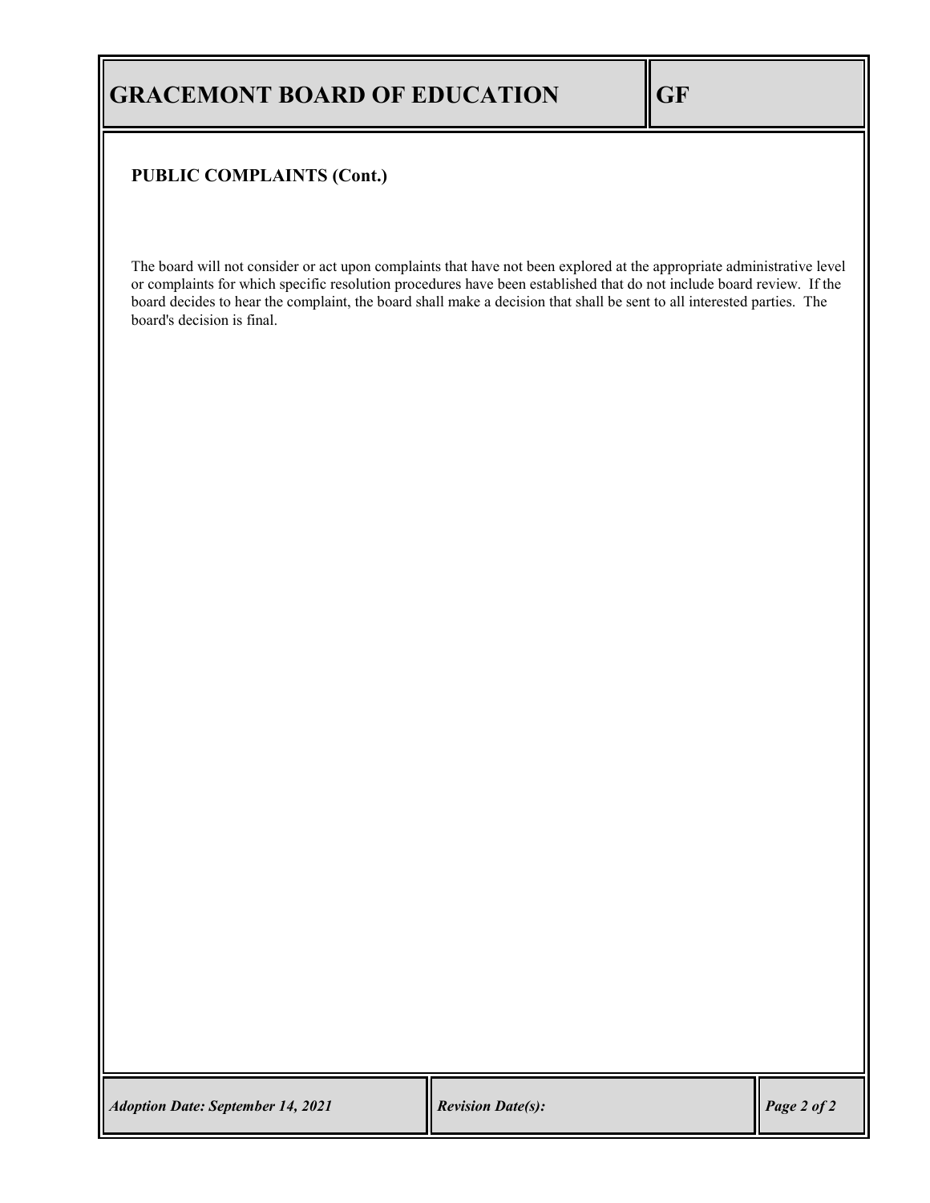## PUBLIC COMPLAINTS (Cont.)

The board will not consider or act upon complaints that have not been explored at the appropriate administrative level or complaints for which specific resolution procedures have been established that do not include board review. If the board decides to hear the complaint, the board shall make a decision that shall be sent to all interested parties. The board's decision is final.